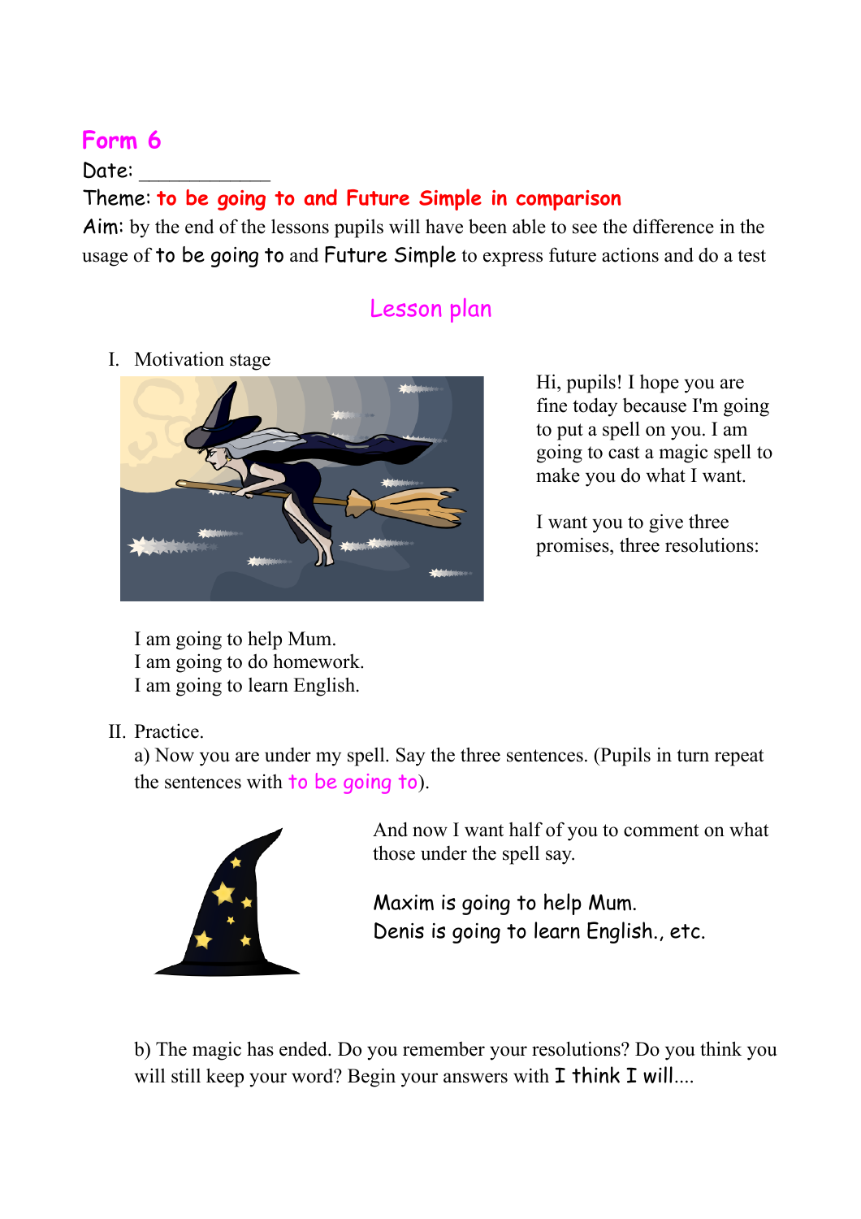## Form 6

Date: ____________

Theme: **to be going to and Future Simple in comparison**

Aim: by the end of the lessons pupils will have been able to see the difference in the usage of to be going to and Future Simple to express future actions and do a test

## Lesson plan

I. Motivation stage

Hi, pupils! I hope you are fine today because I'm going to put a spell on you. I am going to cast a magic spell to make you do what I want.

I want you to give three promises, three resolutions:

I am going to help Mum.
I am going to do homework.
I am going to learn English.

II. Practice.

a) Now you are under my spell. Say the three sentences. (Pupils in turn repeat the sentences with to be going to).

And now I want half of you to comment on what those under the spell say.

Maxim is going to help Mum.
Denis is going to learn English., etc.

b) The magic has ended. Do you remember your resolutions? Do you think you will still keep your word? Begin your answers with I think I will....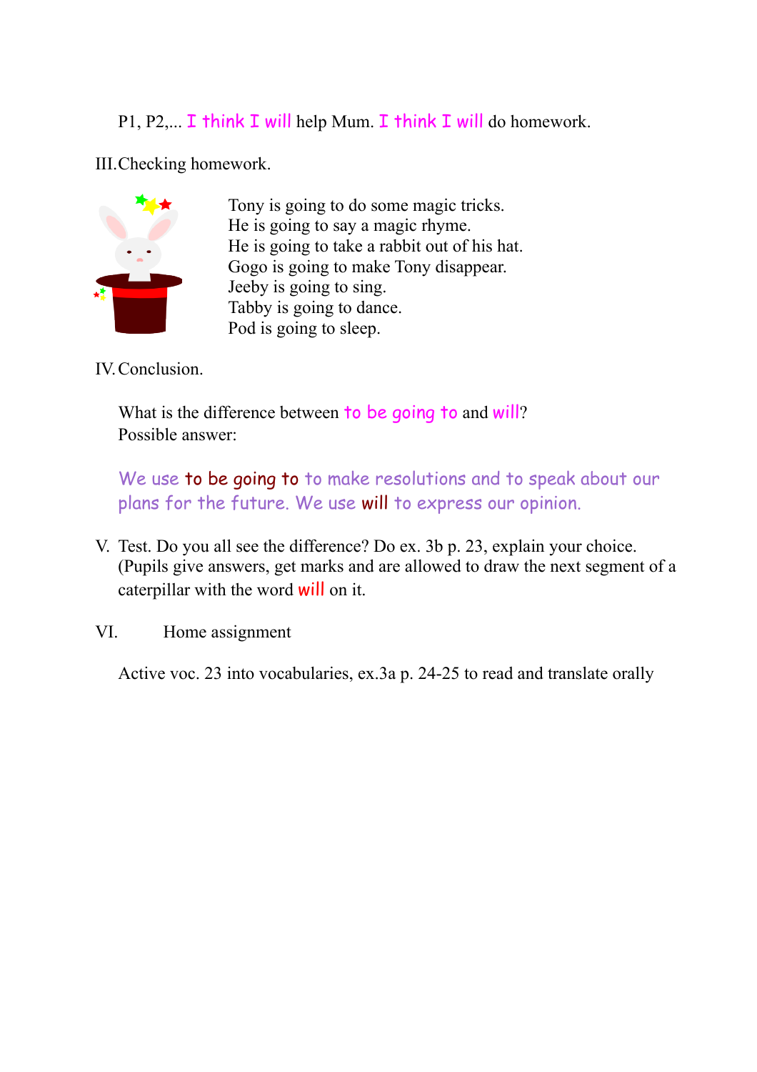P1, P2,... I think I will help Mum. I think I will do homework.

III. Checking homework.

Tony is going to do some magic tricks.
He is going to say a magic rhyme.
He is going to take a rabbit out of his hat.
Gogo is going to make Tony disappear.
Jeeby is going to sing.
Tabby is going to dance.
Pod is going to sleep.

IV. Conclusion.

What is the difference between to be going to and will?
Possible answer:

We use to be going to to make resolutions and to speak about our plans for the future. We use will to express our opinion.

V. Test. Do you all see the difference? Do ex. 3b p. 23, explain your choice. (Pupils give answers, get marks and are allowed to draw the next segment of a caterpillar with the word will on it.

VI. Home assignment

Active voc. 23 into vocabularies, ex.3a p. 24-25 to read and translate orally